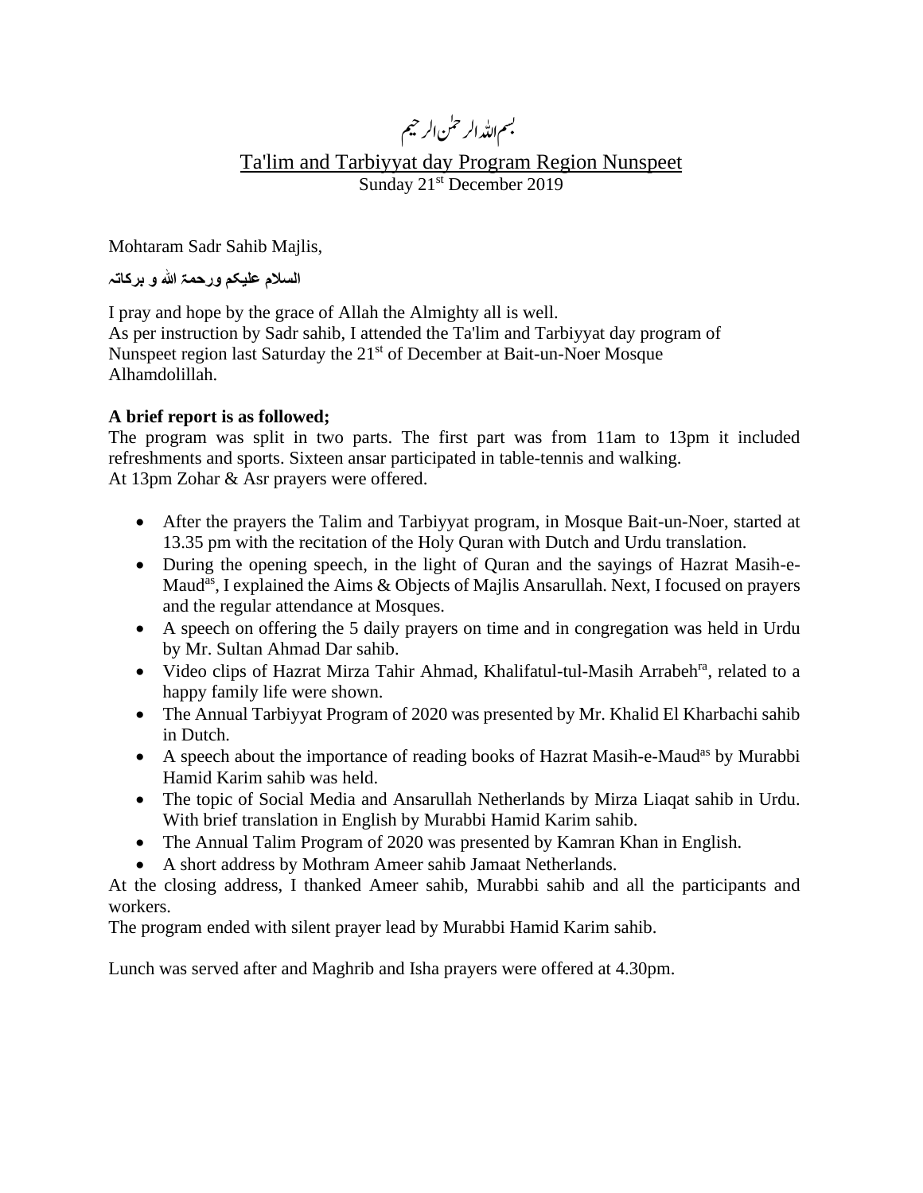بسم اللہ الرحمٰن الرحیم

# Ta'lim and Tarbiyyat day Program Region Nunspeet

Sunday 21st December 2019

Mohtaram Sadr Sahib Majlis,

**السلام علیکم ورحمۃ اللہ و برکاتہ**

I pray and hope by the grace of Allah the Almighty all is well.
As per instruction by Sadr sahib, I attended the Ta'lim and Tarbiyyat day program of Nunspeet region last Saturday the 21st of December at Bait-un-Noer Mosque Alhamdolillah.

**A brief report is as followed;**

The program was split in two parts. The first part was from 11am to 13pm it included refreshments and sports. Sixteen ansar participated in table-tennis and walking.
At 13pm Zohar & Asr prayers were offered.

- After the prayers the Talim and Tarbiyyat program, in Mosque Bait-un-Noer, started at 13.35 pm with the recitation of the Holy Quran with Dutch and Urdu translation.
- During the opening speech, in the light of Quran and the sayings of Hazrat Masih-e-Maud[as], I explained the Aims & Objects of Majlis Ansarullah. Next, I focused on prayers and the regular attendance at Mosques.
- A speech on offering the 5 daily prayers on time and in congregation was held in Urdu by Mr. Sultan Ahmad Dar sahib.
- Video clips of Hazrat Mirza Tahir Ahmad, Khalifatul-tul-Masih Arrabeh[ra], related to a happy family life were shown.
- The Annual Tarbiyyat Program of 2020 was presented by Mr. Khalid El Kharbachi sahib in Dutch.
- A speech about the importance of reading books of Hazrat Masih-e-Maud[as] by Murabbi Hamid Karim sahib was held.
- The topic of Social Media and Ansarullah Netherlands by Mirza Liaqat sahib in Urdu. With brief translation in English by Murabbi Hamid Karim sahib.
- The Annual Talim Program of 2020 was presented by Kamran Khan in English.
- A short address by Mothram Ameer sahib Jamaat Netherlands.

At the closing address, I thanked Ameer sahib, Murabbi sahib and all the participants and workers.
The program ended with silent prayer lead by Murabbi Hamid Karim sahib.

Lunch was served after and Maghrib and Isha prayers were offered at 4.30pm.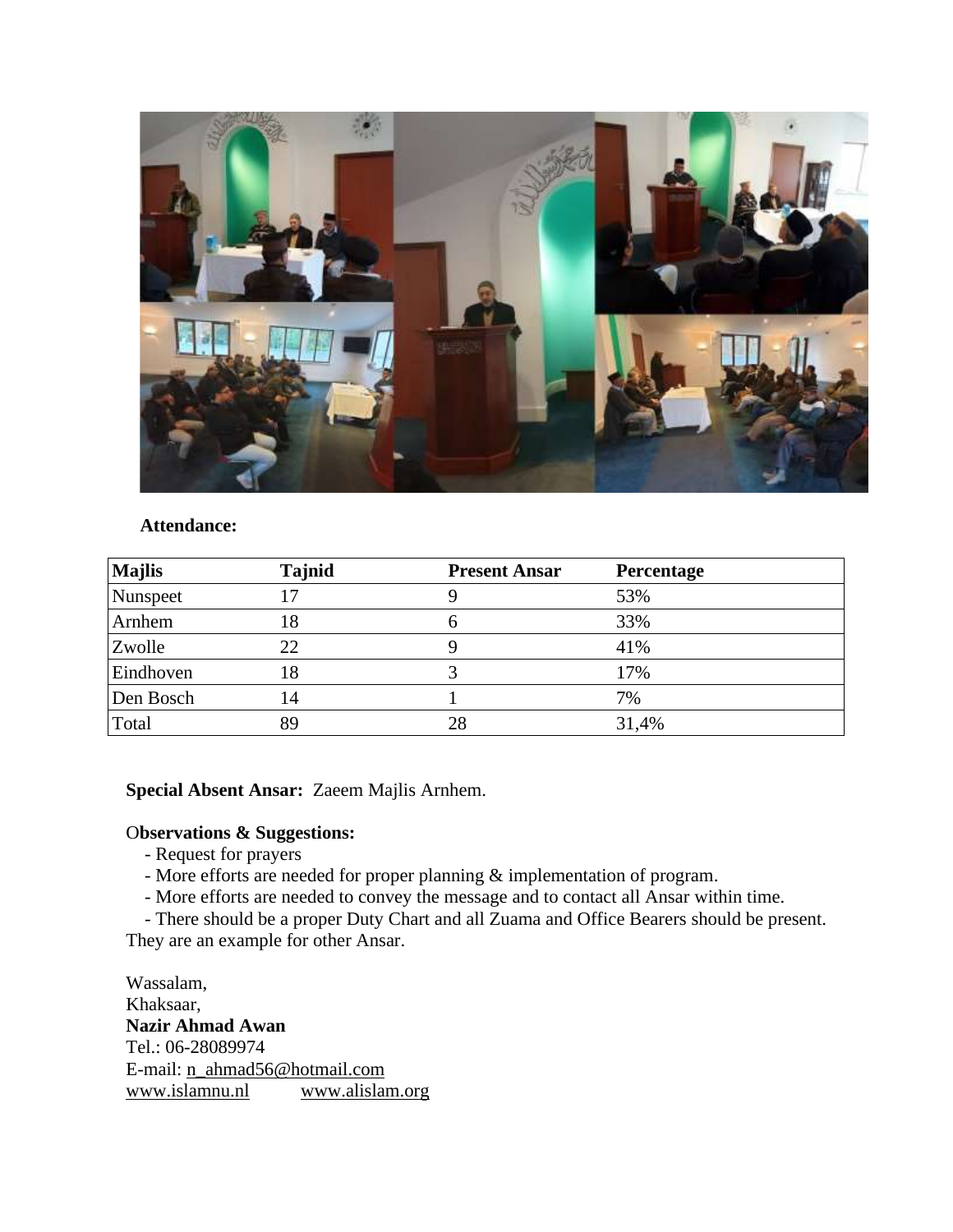**Attendance:**

| Majlis | Tajnid | Present Ansar | Percentage |
| --- | --- | --- | --- |
| Nunspeet | 17 | 9 | 53% |
| Arnhem | 18 | 6 | 33% |
| Zwolle | 22 | 9 | 41% |
| Eindhoven | 18 | 3 | 17% |
| Den Bosch | 14 | 1 | 7% |
| Total | 89 | 28 | 31,4% |

**Special Absent Ansar:** Zaeem Majlis Arnhem.

O**bservations & Suggestions:**

- Request for prayers
- More efforts are needed for proper planning & implementation of program.
- More efforts are needed to convey the message and to contact all Ansar within time.
- There should be a proper Duty Chart and all Zuama and Office Bearers should be present. They are an example for other Ansar.

Wassalam,
Khaksaar,
**Nazir Ahmad Awan**
Tel.: 06-28089974
E-mail: n_ahmad56@hotmail.com
www.islamnu.nl www.alislam.org